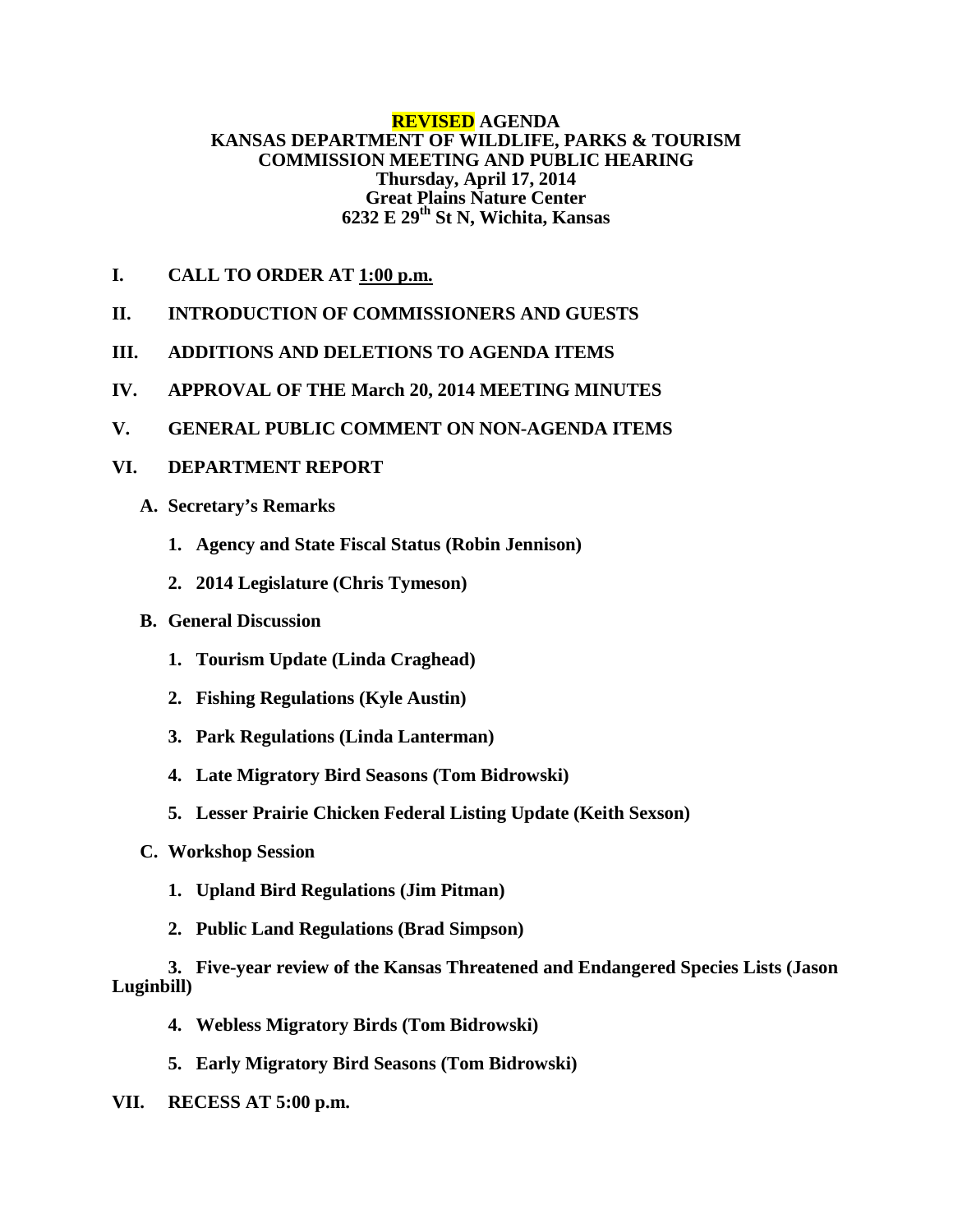**REVISED AGENDA**
**KANSAS DEPARTMENT OF WILDLIFE, PARKS & TOURISM**
**COMMISSION MEETING AND PUBLIC HEARING**
**Thursday, April 17, 2014**
**Great Plains Nature Center**
**6232 E 29th St N, Wichita, Kansas**

**I. CALL TO ORDER AT 1:00 p.m.**

**II. INTRODUCTION OF COMMISSIONERS AND GUESTS**

**III. ADDITIONS AND DELETIONS TO AGENDA ITEMS**

**IV. APPROVAL OF THE March 20, 2014 MEETING MINUTES**

**V. GENERAL PUBLIC COMMENT ON NON-AGENDA ITEMS**

**VI. DEPARTMENT REPORT**

- **A. Secretary's Remarks**
  1. **Agency and State Fiscal Status (Robin Jennison)**
  2. **2014 Legislature (Chris Tymeson)**
- **B. General Discussion**
  1. **Tourism Update (Linda Craghead)**
  2. **Fishing Regulations (Kyle Austin)**
  3. **Park Regulations (Linda Lanterman)**
  4. **Late Migratory Bird Seasons (Tom Bidrowski)**
  5. **Lesser Prairie Chicken Federal Listing Update (Keith Sexson)**
- **C. Workshop Session**
  1. **Upland Bird Regulations (Jim Pitman)**
  2. **Public Land Regulations (Brad Simpson)**
  3. **Five-year review of the Kansas Threatened and Endangered Species Lists (Jason Luginbill)**
  4. **Webless Migratory Birds (Tom Bidrowski)**
  5. **Early Migratory Bird Seasons (Tom Bidrowski)**

**VII. RECESS AT 5:00 p.m.**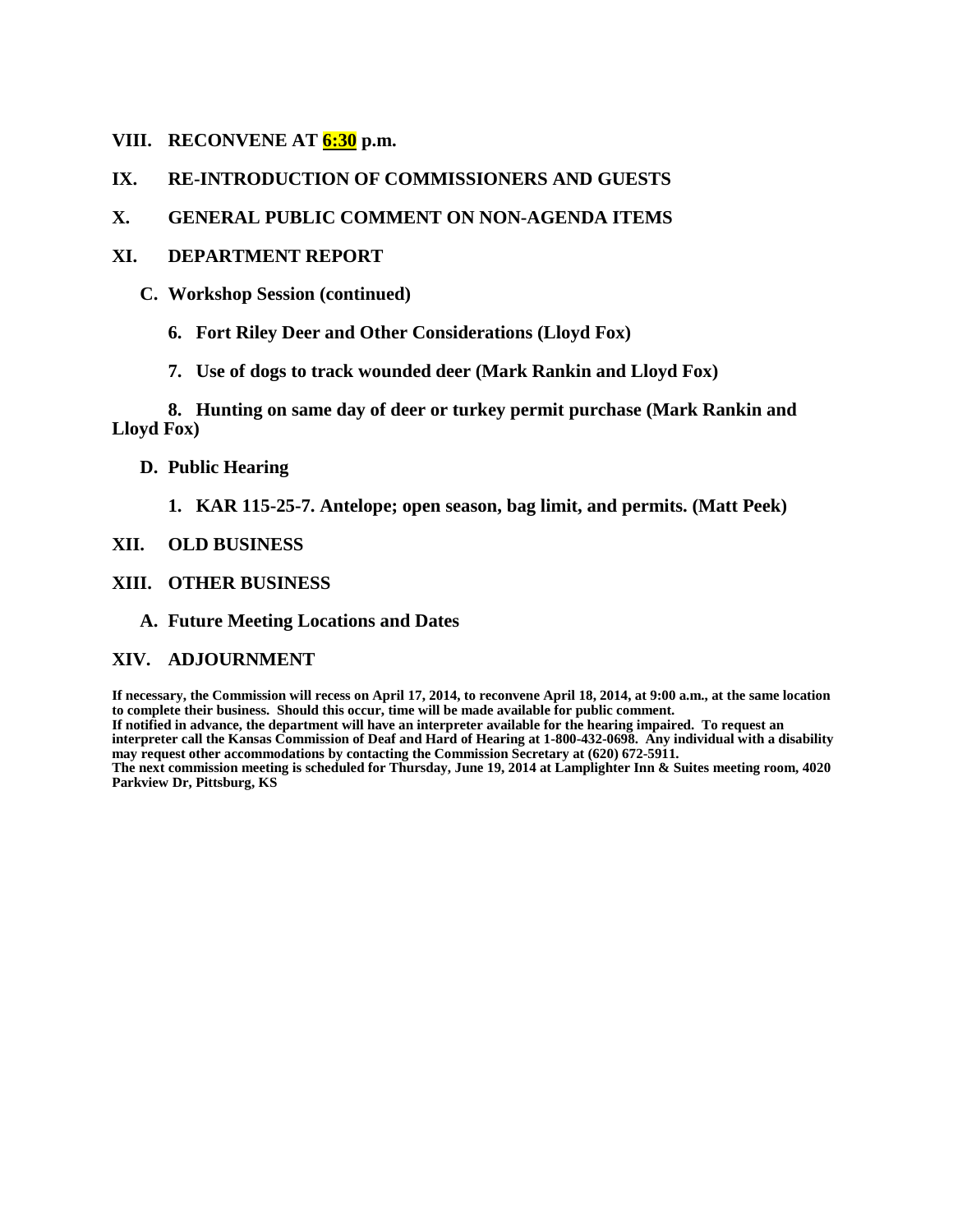**VIII. RECONVENE AT 6:30 p.m.**

**IX. RE-INTRODUCTION OF COMMISSIONERS AND GUESTS**

**X. GENERAL PUBLIC COMMENT ON NON-AGENDA ITEMS**

**XI. DEPARTMENT REPORT**

**C. Workshop Session (continued)**

**6. Fort Riley Deer and Other Considerations (Lloyd Fox)**

**7. Use of dogs to track wounded deer (Mark Rankin and Lloyd Fox)**

**8. Hunting on same day of deer or turkey permit purchase (Mark Rankin and Lloyd Fox)**

**D. Public Hearing**

**1. KAR 115-25-7. Antelope; open season, bag limit, and permits. (Matt Peek)**

**XII. OLD BUSINESS**

**XIII. OTHER BUSINESS**

**A. Future Meeting Locations and Dates**

**XIV. ADJOURNMENT**

**If necessary, the Commission will recess on April 17, 2014, to reconvene April 18, 2014, at 9:00 a.m., at the same location to complete their business. Should this occur, time will be made available for public comment.**
**If notified in advance, the department will have an interpreter available for the hearing impaired. To request an interpreter call the Kansas Commission of Deaf and Hard of Hearing at 1-800-432-0698. Any individual with a disability may request other accommodations by contacting the Commission Secretary at (620) 672-5911.**
**The next commission meeting is scheduled for Thursday, June 19, 2014 at Lamplighter Inn & Suites meeting room, 4020 Parkview Dr, Pittsburg, KS**